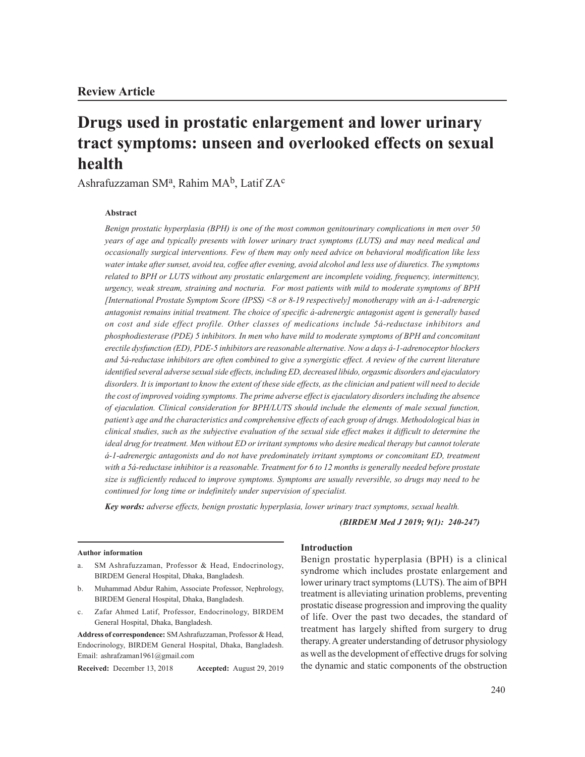## Review Article

# Drugs used in prostatic enlargement and lower urinary tract symptoms: unseen and overlooked effects on sexual health

Ashrafuzzaman SM[a], Rahim MA[b], Latif ZA[c]

### Abstract

*Benign prostatic hyperplasia (BPH) is one of the most common genitourinary complications in men over 50 years of age and typically presents with lower urinary tract symptoms (LUTS) and may need medical and occasionally surgical interventions. Few of them may only need advice on behavioral modification like less water intake after sunset, avoid tea, coffee after evening, avoid alcohol and less use of diuretics. The symptoms related to BPH or LUTS without any prostatic enlargement are incomplete voiding, frequency, intermittency, urgency, weak stream, straining and nocturia. For most patients with mild to moderate symptoms of BPH [International Prostate Symptom Score (IPSS) <8 or 8-19 respectively] monotherapy with an á-1-adrenergic antagonist remains initial treatment. The choice of specific á-adrenergic antagonist agent is generally based on cost and side effect profile. Other classes of medications include 5á-reductase inhibitors and phosphodiesterase (PDE) 5 inhibitors. In men who have mild to moderate symptoms of BPH and concomitant erectile dysfunction (ED), PDE-5 inhibitors are reasonable alternative. Now a days á-1-adrenoceptor blockers and 5á-reductase inhibitors are often combined to give a synergistic effect. A review of the current literature identified several adverse sexual side effects, including ED, decreased libido, orgasmic disorders and ejaculatory disorders. It is important to know the extent of these side effects, as the clinician and patient will need to decide the cost of improved voiding symptoms. The prime adverse effect is ejaculatory disorders including the absence of ejaculation. Clinical consideration for BPH/LUTS should include the elements of male sexual function, patient's age and the characteristics and comprehensive effects of each group of drugs. Methodological bias in clinical studies, such as the subjective evaluation of the sexual side effect makes it difficult to determine the ideal drug for treatment. Men without ED or irritant symptoms who desire medical therapy but cannot tolerate á-1-adrenergic antagonists and do not have predominately irritant symptoms or concomitant ED, treatment with a 5á-reductase inhibitor is a reasonable. Treatment for 6 to 12 months is generally needed before prostate size is sufficiently reduced to improve symptoms. Symptoms are usually reversible, so drugs may need to be continued for long time or indefinitely under supervision of specialist.*

***Key words:*** *adverse effects, benign prostatic hyperplasia, lower urinary tract symptoms, sexual health.*

***(BIRDEM Med J 2019; 9(1): 240-247)***

#### Author information

a. SM Ashrafuzzaman, Professor & Head, Endocrinology, BIRDEM General Hospital, Dhaka, Bangladesh.

b. Muhammad Abdur Rahim, Associate Professor, Nephrology, BIRDEM General Hospital, Dhaka, Bangladesh.

c. Zafar Ahmed Latif, Professor, Endocrinology, BIRDEM General Hospital, Dhaka, Bangladesh.

**Address of correspondence:** SM Ashrafuzzaman, Professor & Head, Endocrinology, BIRDEM General Hospital, Dhaka, Bangladesh. Email: ashrafzaman1961@gmail.com

**Received:** December 13, 2018 **Accepted:** August 29, 2019

### Introduction

Benign prostatic hyperplasia (BPH) is a clinical syndrome which includes prostate enlargement and lower urinary tract symptoms (LUTS). The aim of BPH treatment is alleviating urination problems, preventing prostatic disease progression and improving the quality of life. Over the past two decades, the standard of treatment has largely shifted from surgery to drug therapy. A greater understanding of detrusor physiology as well as the development of effective drugs for solving the dynamic and static components of the obstruction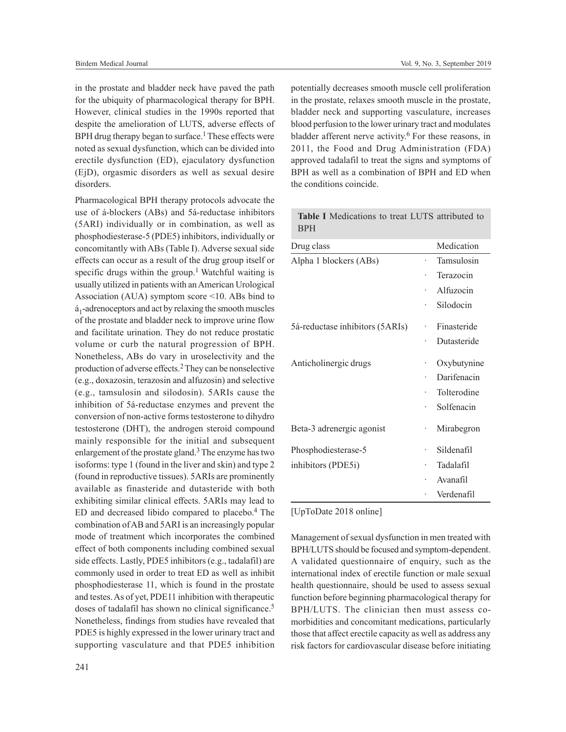in the prostate and bladder neck have paved the path for the ubiquity of pharmacological therapy for BPH. However, clinical studies in the 1990s reported that despite the amelioration of LUTS, adverse effects of BPH drug therapy began to surface.[1] These effects were noted as sexual dysfunction, which can be divided into erectile dysfunction (ED), ejaculatory dysfunction (EjD), orgasmic disorders as well as sexual desire disorders.

Pharmacological BPH therapy protocols advocate the use of á-blockers (ABs) and 5á-reductase inhibitors (5ARI) individually or in combination, as well as phosphodiesterase-5 (PDE5) inhibitors, individually or concomitantly with ABs (Table I). Adverse sexual side effects can occur as a result of the drug group itself or specific drugs within the group.[1] Watchful waiting is usually utilized in patients with an American Urological Association (AUA) symptom score <10. ABs bind to $á_1$-adrenoceptors and act by relaxing the smooth muscles of the prostate and bladder neck to improve urine flow and facilitate urination. They do not reduce prostatic volume or curb the natural progression of BPH. Nonetheless, ABs do vary in uroselectivity and the production of adverse effects.[2] They can be nonselective (e.g., doxazosin, terazosin and alfuzosin) and selective (e.g., tamsulosin and silodosin). 5ARIs cause the inhibition of 5á-reductase enzymes and prevent the conversion of non-active forms testosterone to dihydro testosterone (DHT), the androgen steroid compound mainly responsible for the initial and subsequent enlargement of the prostate gland.[3] The enzyme has two isoforms: type 1 (found in the liver and skin) and type 2 (found in reproductive tissues). 5ARIs are prominently available as finasteride and dutasteride with both exhibiting similar clinical effects. 5ARIs may lead to ED and decreased libido compared to placebo.[4] The combination of AB and 5ARI is an increasingly popular mode of treatment which incorporates the combined effect of both components including combined sexual side effects. Lastly, PDE5 inhibitors (e.g., tadalafil) are commonly used in order to treat ED as well as inhibit phosphodiesterase 11, which is found in the prostate and testes. As of yet, PDE11 inhibition with therapeutic doses of tadalafil has shown no clinical significance.[5] Nonetheless, findings from studies have revealed that PDE5 is highly expressed in the lower urinary tract and supporting vasculature and that PDE5 inhibition potentially decreases smooth muscle cell proliferation in the prostate, relaxes smooth muscle in the prostate, bladder neck and supporting vasculature, increases blood perfusion to the lower urinary tract and modulates bladder afferent nerve activity.[6] For these reasons, in 2011, the Food and Drug Administration (FDA) approved tadalafil to treat the signs and symptoms of BPH as well as a combination of BPH and ED when the conditions coincide.

**Table I** Medications to treat LUTS attributed to BPH

| Drug class | Medication |
|---|---|
| Alpha 1 blockers (ABs) | · Tamsulosin |
| | · Terazocin |
| | · Alfuzocin |
| | · Silodocin |
| 5á-reductase inhibitors (5ARIs) | · Finasteride |
| | · Dutasteride |
| Anticholinergic drugs | · Oxybutynine |
| | · Darifenacin |
| | · Tolterodine |
| | · Solfenacin |
| Beta-3 adrenergic agonist | · Mirabegron |
| Phosphodiesterase-5 inhibitors (PDE5i) | · Sildenafil |
| | · Tadalafil |
| | · Avanafil |
| | · Verdenafil |

[UpToDate 2018 online]

Management of sexual dysfunction in men treated with BPH/LUTS should be focused and symptom-dependent. A validated questionnaire of enquiry, such as the international index of erectile function or male sexual health questionnaire, should be used to assess sexual function before beginning pharmacological therapy for BPH/LUTS. The clinician then must assess co-morbidities and concomitant medications, particularly those that affect erectile capacity as well as address any risk factors for cardiovascular disease before initiating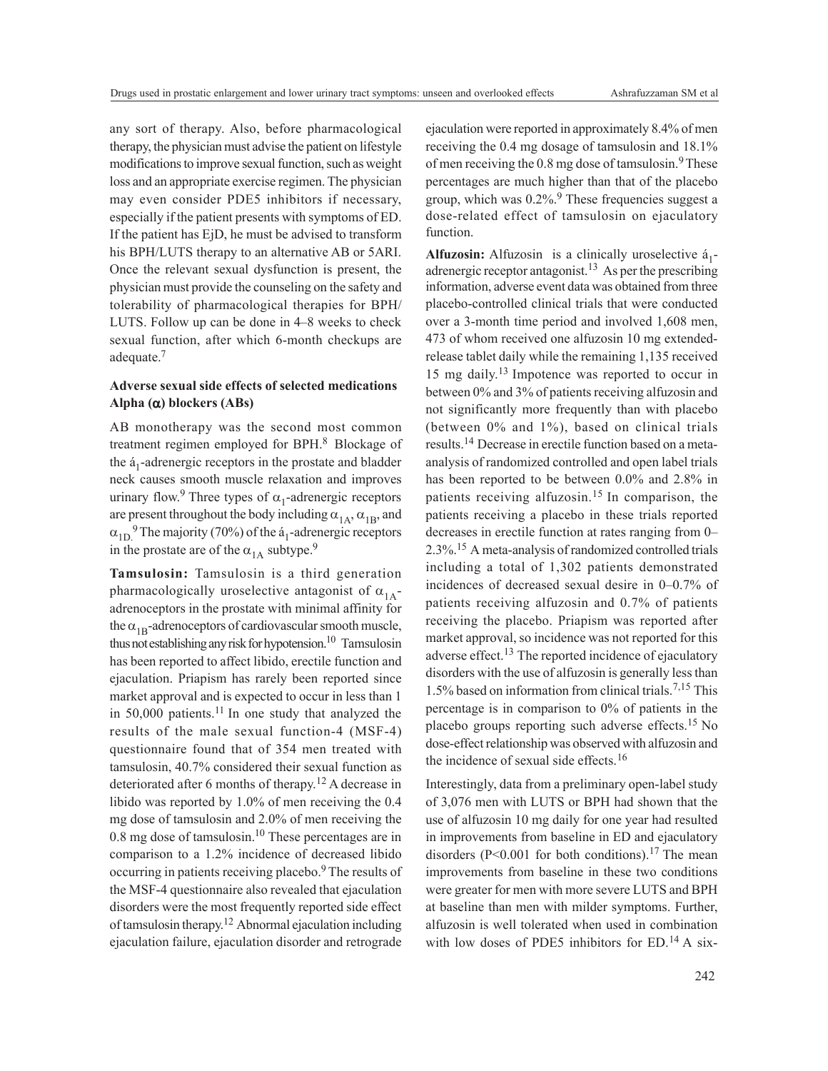any sort of therapy. Also, before pharmacological therapy, the physician must advise the patient on lifestyle modifications to improve sexual function, such as weight loss and an appropriate exercise regimen. The physician may even consider PDE5 inhibitors if necessary, especially if the patient presents with symptoms of ED. If the patient has EjD, he must be advised to transform his BPH/LUTS therapy to an alternative AB or 5ARI. Once the relevant sexual dysfunction is present, the physician must provide the counseling on the safety and tolerability of pharmacological therapies for BPH/ LUTS. Follow up can be done in 4–8 weeks to check sexual function, after which 6-month checkups are adequate.[7]

**Adverse sexual side effects of selected medications**

**Alpha ($\alpha$) blockers (ABs)**

AB monotherapy was the second most common treatment regimen employed for BPH.[8] Blockage of the $\alpha_1$-adrenergic receptors in the prostate and bladder neck causes smooth muscle relaxation and improves urinary flow.[9] Three types of $\alpha_1$-adrenergic receptors are present throughout the body including $\alpha_{1A}$, $\alpha_{1B}$, and $\alpha_{1D}$.[9] The majority (70%) of the $\alpha_1$-adrenergic receptors in the prostate are of the $\alpha_{1A}$ subtype.[9]

**Tamsulosin:** Tamsulosin is a third generation pharmacologically uroselective antagonist of $\alpha_{1A}$-adrenoceptors in the prostate with minimal affinity for the $\alpha_{1B}$-adrenoceptors of cardiovascular smooth muscle, thus not establishing any risk for hypotension.[10] Tamsulosin has been reported to affect libido, erectile function and ejaculation. Priapism has rarely been reported since market approval and is expected to occur in less than 1 in 50,000 patients.[11] In one study that analyzed the results of the male sexual function-4 (MSF-4) questionnaire found that of 354 men treated with tamsulosin, 40.7% considered their sexual function as deteriorated after 6 months of therapy.[12] A decrease in libido was reported by 1.0% of men receiving the 0.4 mg dose of tamsulosin and 2.0% of men receiving the 0.8 mg dose of tamsulosin.[10] These percentages are in comparison to a 1.2% incidence of decreased libido occurring in patients receiving placebo.[9] The results of the MSF-4 questionnaire also revealed that ejaculation disorders were the most frequently reported side effect of tamsulosin therapy.[12] Abnormal ejaculation including ejaculation failure, ejaculation disorder and retrograde ejaculation were reported in approximately 8.4% of men receiving the 0.4 mg dosage of tamsulosin and 18.1% of men receiving the 0.8 mg dose of tamsulosin.[9] These percentages are much higher than that of the placebo group, which was 0.2%.[9] These frequencies suggest a dose-related effect of tamsulosin on ejaculatory function.

**Alfuzosin:** Alfuzosin is a clinically uroselective $\alpha_1$-adrenergic receptor antagonist.[13] As per the prescribing information, adverse event data was obtained from three placebo-controlled clinical trials that were conducted over a 3-month time period and involved 1,608 men, 473 of whom received one alfuzosin 10 mg extended-release tablet daily while the remaining 1,135 received 15 mg daily.[13] Impotence was reported to occur in between 0% and 3% of patients receiving alfuzosin and not significantly more frequently than with placebo (between 0% and 1%), based on clinical trials results.[14] Decrease in erectile function based on a meta-analysis of randomized controlled and open label trials has been reported to be between 0.0% and 2.8% in patients receiving alfuzosin.[15] In comparison, the patients receiving a placebo in these trials reported decreases in erectile function at rates ranging from 0–2.3%.[15] A meta-analysis of randomized controlled trials including a total of 1,302 patients demonstrated incidences of decreased sexual desire in 0–0.7% of patients receiving alfuzosin and 0.7% of patients receiving the placebo. Priapism was reported after market approval, so incidence was not reported for this adverse effect.[13] The reported incidence of ejaculatory disorders with the use of alfuzosin is generally less than 1.5% based on information from clinical trials.[7,15] This percentage is in comparison to 0% of patients in the placebo groups reporting such adverse effects.[15] No dose-effect relationship was observed with alfuzosin and the incidence of sexual side effects.[16]

Interestingly, data from a preliminary open-label study of 3,076 men with LUTS or BPH had shown that the use of alfuzosin 10 mg daily for one year had resulted in improvements from baseline in ED and ejaculatory disorders ($P<0.001$ for both conditions).[17] The mean improvements from baseline in these two conditions were greater for men with more severe LUTS and BPH at baseline than men with milder symptoms. Further, alfuzosin is well tolerated when used in combination with low doses of PDE5 inhibitors for ED.[14] A six-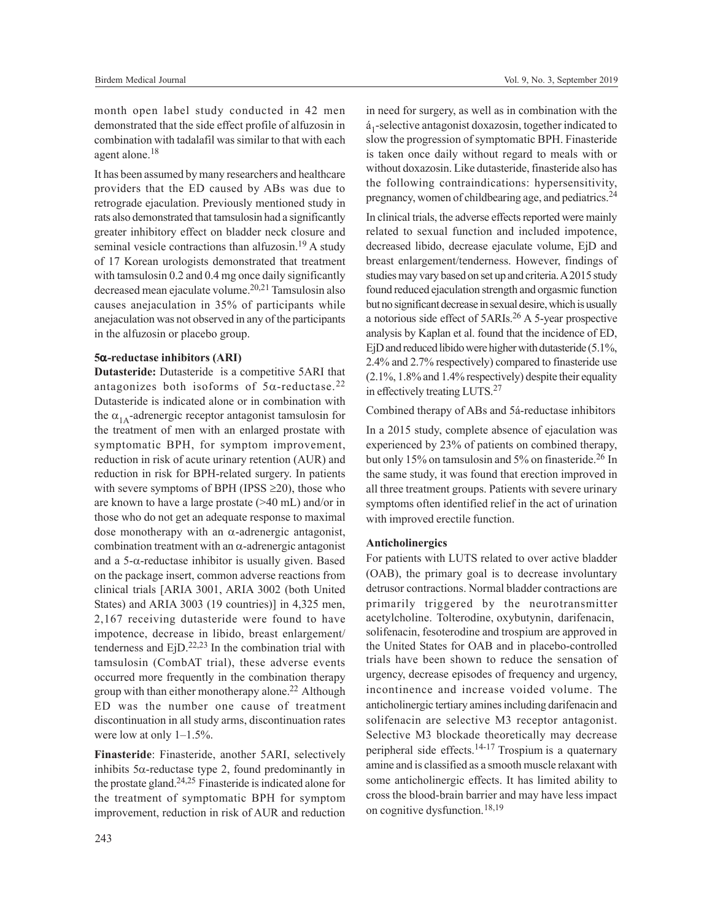month open label study conducted in 42 men demonstrated that the side effect profile of alfuzosin in combination with tadalafil was similar to that with each agent alone.[18]

It has been assumed by many researchers and healthcare providers that the ED caused by ABs was due to retrograde ejaculation. Previously mentioned study in rats also demonstrated that tamsulosin had a significantly greater inhibitory effect on bladder neck closure and seminal vesicle contractions than alfuzosin.[19] A study of 17 Korean urologists demonstrated that treatment with tamsulosin 0.2 and 0.4 mg once daily significantly decreased mean ejaculate volume.[20,21] Tamsulosin also causes anejaculation in 35% of participants while anejaculation was not observed in any of the participants in the alfuzosin or placebo group.

### 5α-reductase inhibitors (ARI)

**Dutasteride:** Dutasteride is a competitive 5ARI that antagonizes both isoforms of 5α-reductase.[22] Dutasteride is indicated alone or in combination with the $\alpha_{1A}$-adrenergic receptor antagonist tamsulosin for the treatment of men with an enlarged prostate with symptomatic BPH, for symptom improvement, reduction in risk of acute urinary retention (AUR) and reduction in risk for BPH-related surgery. In patients with severe symptoms of BPH (IPSS ≥20), those who are known to have a large prostate (>40 mL) and/or in those who do not get an adequate response to maximal dose monotherapy with an α-adrenergic antagonist, combination treatment with an α-adrenergic antagonist and a 5-α-reductase inhibitor is usually given. Based on the package insert, common adverse reactions from clinical trials [ARIA 3001, ARIA 3002 (both United States) and ARIA 3003 (19 countries)] in 4,325 men, 2,167 receiving dutasteride were found to have impotence, decrease in libido, breast enlargement/ tenderness and EjD.[22,23] In the combination trial with tamsulosin (CombAT trial), these adverse events occurred more frequently in the combination therapy group with than either monotherapy alone.[22] Although ED was the number one cause of treatment discontinuation in all study arms, discontinuation rates were low at only 1–1.5%.

**Finasteride**: Finasteride, another 5ARI, selectively inhibits 5α-reductase type 2, found predominantly in the prostate gland.[24,25] Finasteride is indicated alone for the treatment of symptomatic BPH for symptom improvement, reduction in risk of AUR and reduction in need for surgery, as well as in combination with the $á_1$-selective antagonist doxazosin, together indicated to slow the progression of symptomatic BPH. Finasteride is taken once daily without regard to meals with or without doxazosin. Like dutasteride, finasteride also has the following contraindications: hypersensitivity, pregnancy, women of childbearing age, and pediatrics.[24]

In clinical trials, the adverse effects reported were mainly related to sexual function and included impotence, decreased libido, decrease ejaculate volume, EjD and breast enlargement/tenderness. However, findings of studies may vary based on set up and criteria. A 2015 study found reduced ejaculation strength and orgasmic function but no significant decrease in sexual desire, which is usually a notorious side effect of 5ARIs.[26] A 5-year prospective analysis by Kaplan et al. found that the incidence of ED, EjD and reduced libido were higher with dutasteride (5.1%, 2.4% and 2.7% respectively) compared to finasteride use (2.1%, 1.8% and 1.4% respectively) despite their equality in effectively treating LUTS.[27]

Combined therapy of ABs and 5á-reductase inhibitors

In a 2015 study, complete absence of ejaculation was experienced by 23% of patients on combined therapy, but only 15% on tamsulosin and 5% on finasteride.[26] In the same study, it was found that erection improved in all three treatment groups. Patients with severe urinary symptoms often identified relief in the act of urination with improved erectile function.

### Anticholinergics

For patients with LUTS related to over active bladder (OAB), the primary goal is to decrease involuntary detrusor contractions. Normal bladder contractions are primarily triggered by the neurotransmitter acetylcholine. Tolterodine, oxybutynin, darifenacin, solifenacin, fesoterodine and trospium are approved in the United States for OAB and in placebo-controlled trials have been shown to reduce the sensation of urgency, decrease episodes of frequency and urgency, incontinence and increase voided volume. The anticholinergic tertiary amines including darifenacin and solifenacin are selective M3 receptor antagonist. Selective M3 blockade theoretically may decrease peripheral side effects.[14-17] Trospium is a quaternary amine and is classified as a smooth muscle relaxant with some anticholinergic effects. It has limited ability to cross the blood-brain barrier and may have less impact on cognitive dysfunction.[18,19]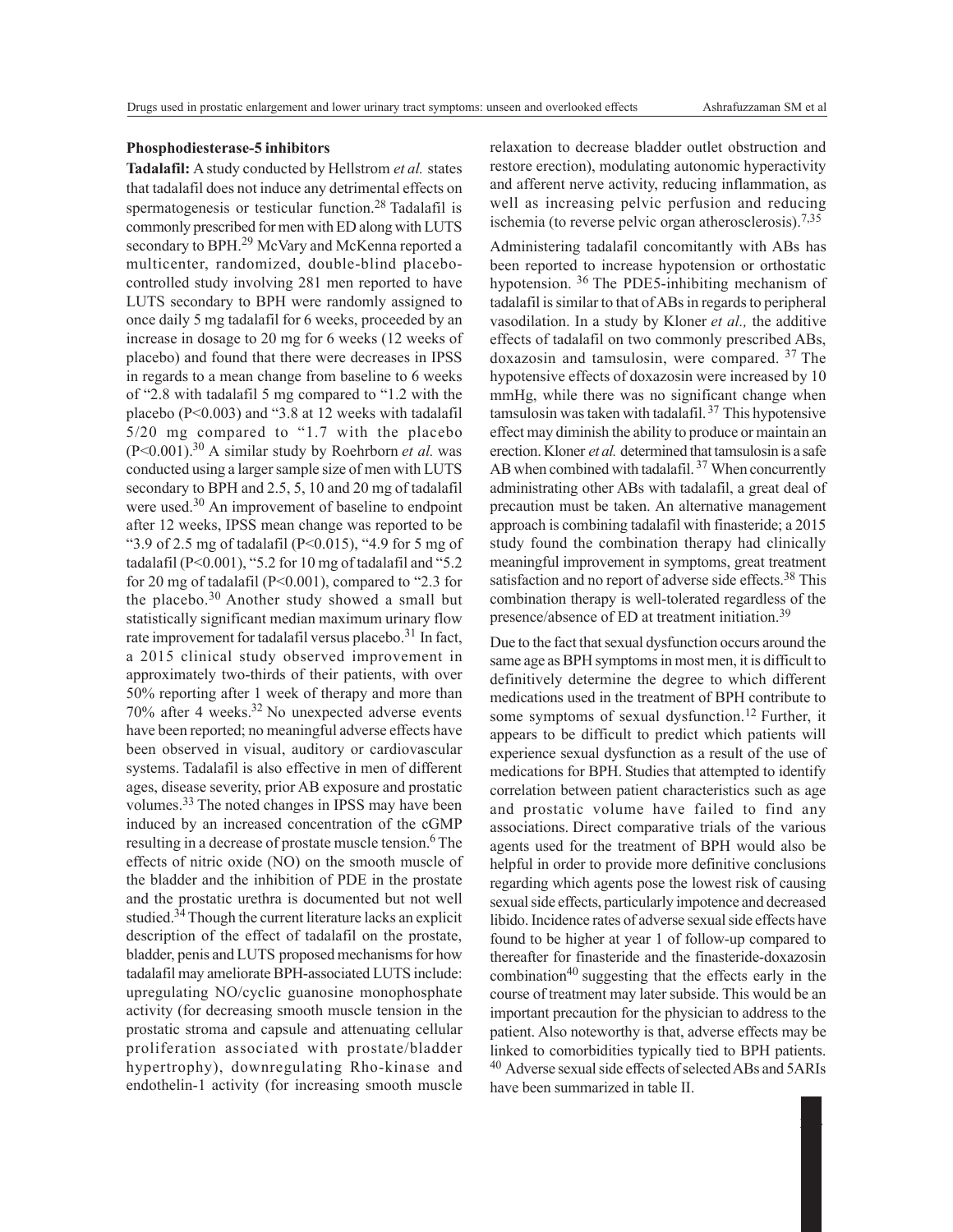### Phosphodiesterase-5 inhibitors

**Tadalafil:** A study conducted by Hellstrom *et al.* states that tadalafil does not induce any detrimental effects on spermatogenesis or testicular function.[28] Tadalafil is commonly prescribed for men with ED along with LUTS secondary to BPH.[29] McVary and McKenna reported a multicenter, randomized, double-blind placebo-controlled study involving 281 men reported to have LUTS secondary to BPH were randomly assigned to once daily 5 mg tadalafil for 6 weeks, proceeded by an increase in dosage to 20 mg for 6 weeks (12 weeks of placebo) and found that there were decreases in IPSS in regards to a mean change from baseline to 6 weeks of "2.8 with tadalafil 5 mg compared to "1.2 with the placebo ($P<0.003$) and "3.8 at 12 weeks with tadalafil 5/20 mg compared to "1.7 with the placebo ($P<0.001$).[30] A similar study by Roehrborn *et al.* was conducted using a larger sample size of men with LUTS secondary to BPH and 2.5, 5, 10 and 20 mg of tadalafil were used.[30] An improvement of baseline to endpoint after 12 weeks, IPSS mean change was reported to be "3.9 of 2.5 mg of tadalafil ($P<0.015$), "4.9 for 5 mg of tadalafil ($P<0.001$), "5.2 for 10 mg of tadalafil and "5.2 for 20 mg of tadalafil ($P<0.001$), compared to "2.3 for the placebo.[30] Another study showed a small but statistically significant median maximum urinary flow rate improvement for tadalafil versus placebo.[31] In fact, a 2015 clinical study observed improvement in approximately two-thirds of their patients, with over 50% reporting after 1 week of therapy and more than 70% after 4 weeks.[32] No unexpected adverse events have been reported; no meaningful adverse effects have been observed in visual, auditory or cardiovascular systems. Tadalafil is also effective in men of different ages, disease severity, prior AB exposure and prostatic volumes.[33] The noted changes in IPSS may have been induced by an increased concentration of the cGMP resulting in a decrease of prostate muscle tension.[6] The effects of nitric oxide (NO) on the smooth muscle of the bladder and the inhibition of PDE in the prostate and the prostatic urethra is documented but not well studied.[34] Though the current literature lacks an explicit description of the effect of tadalafil on the prostate, bladder, penis and LUTS proposed mechanisms for how tadalafil may ameliorate BPH-associated LUTS include: upregulating NO/cyclic guanosine monophosphate activity (for decreasing smooth muscle tension in the prostatic stroma and capsule and attenuating cellular proliferation associated with prostate/bladder hypertrophy), downregulating Rho-kinase and endothelin-1 activity (for increasing smooth muscle relaxation to decrease bladder outlet obstruction and restore erection), modulating autonomic hyperactivity and afferent nerve activity, reducing inflammation, as well as increasing pelvic perfusion and reducing ischemia (to reverse pelvic organ atherosclerosis).[7,35]

Administering tadalafil concomitantly with ABs has been reported to increase hypotension or orthostatic hypotension.[36] The PDE5-inhibiting mechanism of tadalafil is similar to that of ABs in regards to peripheral vasodilation. In a study by Kloner *et al.,* the additive effects of tadalafil on two commonly prescribed ABs, doxazosin and tamsulosin, were compared.[37] The hypotensive effects of doxazosin were increased by 10 mmHg, while there was no significant change when tamsulosin was taken with tadalafil.[37] This hypotensive effect may diminish the ability to produce or maintain an erection. Kloner *et al.* determined that tamsulosin is a safe AB when combined with tadalafil.[37] When concurrently administrating other ABs with tadalafil, a great deal of precaution must be taken. An alternative management approach is combining tadalafil with finasteride; a 2015 study found the combination therapy had clinically meaningful improvement in symptoms, great treatment satisfaction and no report of adverse side effects.[38] This combination therapy is well-tolerated regardless of the presence/absence of ED at treatment initiation.[39]

Due to the fact that sexual dysfunction occurs around the same age as BPH symptoms in most men, it is difficult to definitively determine the degree to which different medications used in the treatment of BPH contribute to some symptoms of sexual dysfunction.[12] Further, it appears to be difficult to predict which patients will experience sexual dysfunction as a result of the use of medications for BPH. Studies that attempted to identify correlation between patient characteristics such as age and prostatic volume have failed to find any associations. Direct comparative trials of the various agents used for the treatment of BPH would also be helpful in order to provide more definitive conclusions regarding which agents pose the lowest risk of causing sexual side effects, particularly impotence and decreased libido. Incidence rates of adverse sexual side effects have found to be higher at year 1 of follow-up compared to thereafter for finasteride and the finasteride-doxazosin combination[40] suggesting that the effects early in the course of treatment may later subside. This would be an important precaution for the physician to address to the patient. Also noteworthy is that, adverse effects may be linked to comorbidities typically tied to BPH patients.[40] Adverse sexual side effects of selected ABs and 5ARIs have been summarized in table II.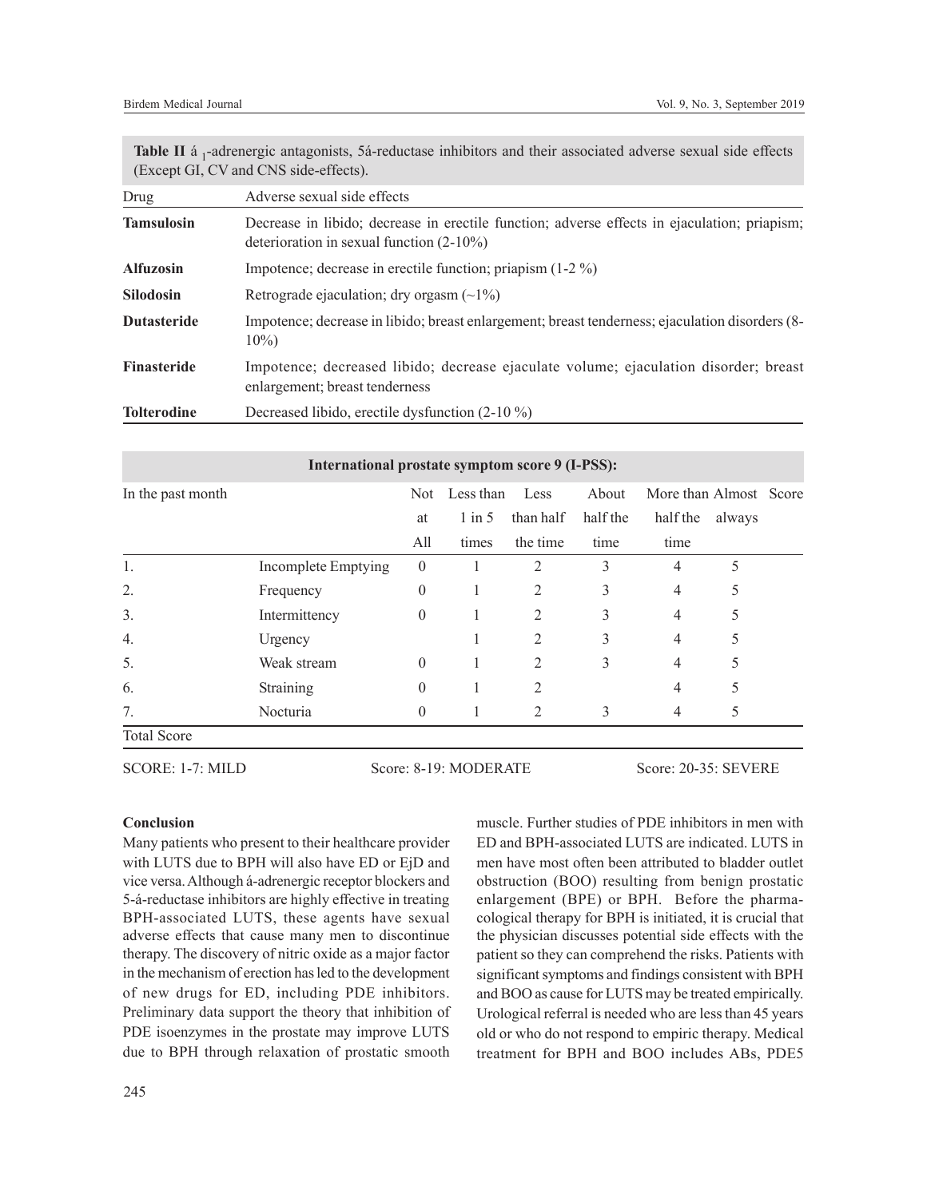**Table II** á $_1$-adrenergic antagonists, 5á-reductase inhibitors and their associated adverse sexual side effects (Except GI, CV and CNS side-effects).

| Drug | Adverse sexual side effects |
|---|---|
| **Tamsulosin** | Decrease in libido; decrease in erectile function; adverse effects in ejaculation; priapism; deterioration in sexual function (2-10%) |
| **Alfuzosin** | Impotence; decrease in erectile function; priapism (1-2 %) |
| **Silodosin** | Retrograde ejaculation; dry orgasm (~1%) |
| **Dutasteride** | Impotence; decrease in libido; breast enlargement; breast tenderness; ejaculation disorders (8-10%) |
| **Finasteride** | Impotence; decreased libido; decrease ejaculate volume; ejaculation disorder; breast enlargement; breast tenderness |
| **Tolterodine** | Decreased libido, erectile dysfunction (2-10 %) |

**International prostate symptom score 9 (I-PSS):**

| In the past month | | Not at All | Less than 1 in 5 times | Less than half the time | About half the time | More than half the time | Almost always | Score |
|---|---|---|---|---|---|---|---|---|
| 1. | Incomplete Emptying | 0 | 1 | 2 | 3 | 4 | 5 | |
| 2. | Frequency | 0 | 1 | 2 | 3 | 4 | 5 | |
| 3. | Intermittency | 0 | 1 | 2 | 3 | 4 | 5 | |
| 4. | Urgency | | 1 | 2 | 3 | 4 | 5 | |
| 5. | Weak stream | 0 | 1 | 2 | 3 | 4 | 5 | |
| 6. | Straining | 0 | 1 | 2 | | 4 | 5 | |
| 7. | Nocturia | 0 | 1 | 2 | 3 | 4 | 5 | |
| Total Score | | | | | | | | |

SCORE: 1-7: MILD Score: 8-19: MODERATE Score: 20-35: SEVERE

## Conclusion

Many patients who present to their healthcare provider with LUTS due to BPH will also have ED or EjD and vice versa. Although á-adrenergic receptor blockers and 5-á-reductase inhibitors are highly effective in treating BPH-associated LUTS, these agents have sexual adverse effects that cause many men to discontinue therapy. The discovery of nitric oxide as a major factor in the mechanism of erection has led to the development of new drugs for ED, including PDE inhibitors. Preliminary data support the theory that inhibition of PDE isoenzymes in the prostate may improve LUTS due to BPH through relaxation of prostatic smooth muscle. Further studies of PDE inhibitors in men with ED and BPH-associated LUTS are indicated. LUTS in men have most often been attributed to bladder outlet obstruction (BOO) resulting from benign prostatic enlargement (BPE) or BPH. Before the pharmacological therapy for BPH is initiated, it is crucial that the physician discusses potential side effects with the patient so they can comprehend the risks. Patients with significant symptoms and findings consistent with BPH and BOO as cause for LUTS may be treated empirically. Urological referral is needed who are less than 45 years old or who do not respond to empiric therapy. Medical treatment for BPH and BOO includes ABs, PDE5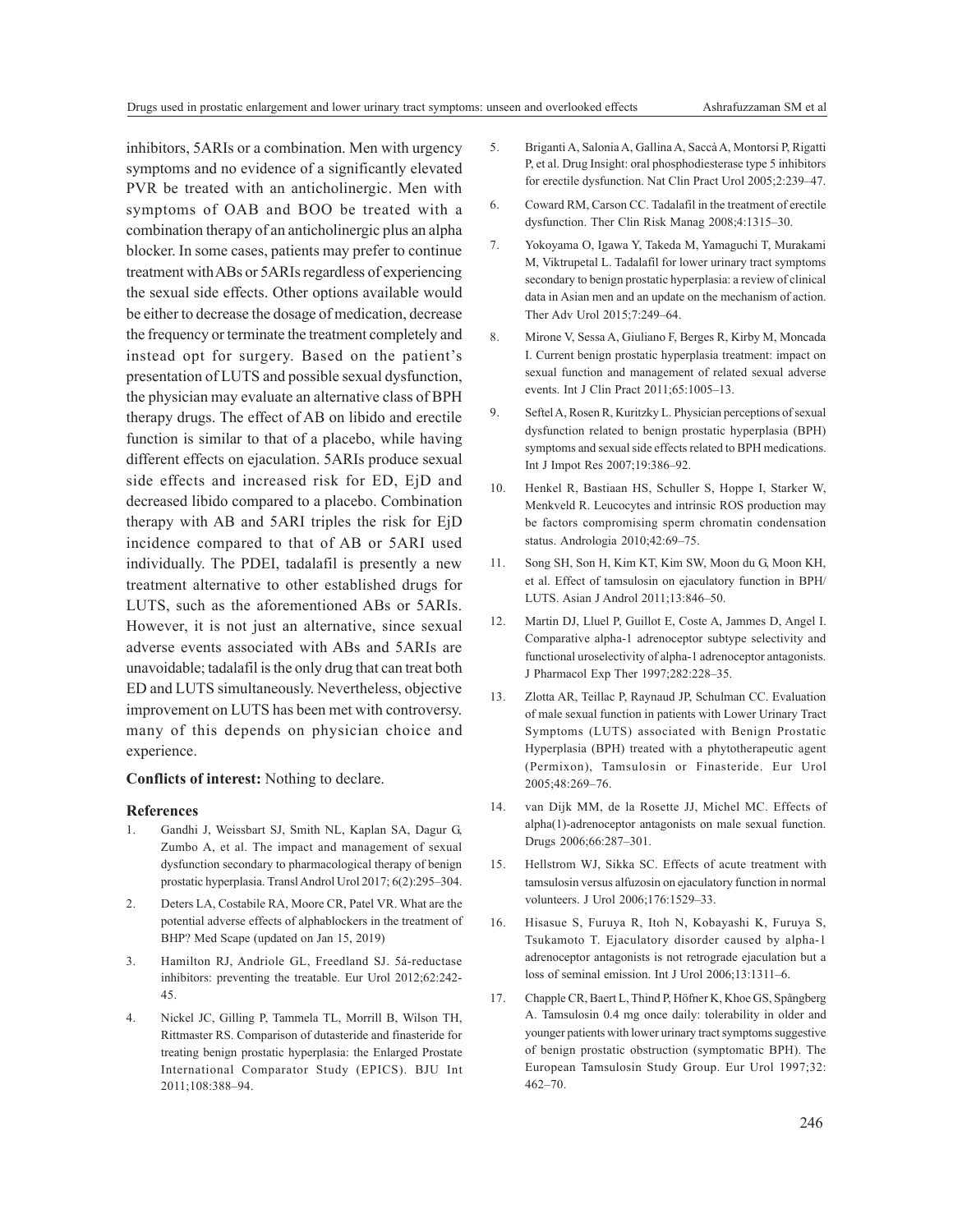inhibitors, 5ARIs or a combination. Men with urgency symptoms and no evidence of a significantly elevated PVR be treated with an anticholinergic. Men with symptoms of OAB and BOO be treated with a combination therapy of an anticholinergic plus an alpha blocker. In some cases, patients may prefer to continue treatment with ABs or 5ARIs regardless of experiencing the sexual side effects. Other options available would be either to decrease the dosage of medication, decrease the frequency or terminate the treatment completely and instead opt for surgery. Based on the patient's presentation of LUTS and possible sexual dysfunction, the physician may evaluate an alternative class of BPH therapy drugs. The effect of AB on libido and erectile function is similar to that of a placebo, while having different effects on ejaculation. 5ARIs produce sexual side effects and increased risk for ED, EjD and decreased libido compared to a placebo. Combination therapy with AB and 5ARI triples the risk for EjD incidence compared to that of AB or 5ARI used individually. The PDEI, tadalafil is presently a new treatment alternative to other established drugs for LUTS, such as the aforementioned ABs or 5ARIs. However, it is not just an alternative, since sexual adverse events associated with ABs and 5ARIs are unavoidable; tadalafil is the only drug that can treat both ED and LUTS simultaneously. Nevertheless, objective improvement on LUTS has been met with controversy. many of this depends on physician choice and experience.

**Conflicts of interest:** Nothing to declare.

## References

1. Gandhi J, Weissbart SJ, Smith NL, Kaplan SA, Dagur G, Zumbo A, et al. The impact and management of sexual dysfunction secondary to pharmacological therapy of benign prostatic hyperplasia. Transl Androl Urol 2017; 6(2):295–304.
2. Deters LA, Costabile RA, Moore CR, Patel VR. What are the potential adverse effects of alphablockers in the treatment of BHP? Med Scape (updated on Jan 15, 2019)
3. Hamilton RJ, Andriole GL, Freedland SJ. 5á-reductase inhibitors: preventing the treatable. Eur Urol 2012;62:242-45.
4. Nickel JC, Gilling P, Tammela TL, Morrill B, Wilson TH, Rittmaster RS. Comparison of dutasteride and finasteride for treating benign prostatic hyperplasia: the Enlarged Prostate International Comparator Study (EPICS). BJU Int 2011;108:388–94.
5. Briganti A, Salonia A, Gallina A, Saccà A, Montorsi P, Rigatti P, et al. Drug Insight: oral phosphodiesterase type 5 inhibitors for erectile dysfunction. Nat Clin Pract Urol 2005;2:239–47.
6. Coward RM, Carson CC. Tadalafil in the treatment of erectile dysfunction. Ther Clin Risk Manag 2008;4:1315–30.
7. Yokoyama O, Igawa Y, Takeda M, Yamaguchi T, Murakami M, Viktrupetal L. Tadalafil for lower urinary tract symptoms secondary to benign prostatic hyperplasia: a review of clinical data in Asian men and an update on the mechanism of action. Ther Adv Urol 2015;7:249–64.
8. Mirone V, Sessa A, Giuliano F, Berges R, Kirby M, Moncada I. Current benign prostatic hyperplasia treatment: impact on sexual function and management of related sexual adverse events. Int J Clin Pract 2011;65:1005–13.
9. Seftel A, Rosen R, Kuritzky L. Physician perceptions of sexual dysfunction related to benign prostatic hyperplasia (BPH) symptoms and sexual side effects related to BPH medications. Int J Impot Res 2007;19:386–92.
10. Henkel R, Bastiaan HS, Schuller S, Hoppe I, Starker W, Menkveld R. Leucocytes and intrinsic ROS production may be factors compromising sperm chromatin condensation status. Andrologia 2010;42:69–75.
11. Song SH, Son H, Kim KT, Kim SW, Moon du G, Moon KH, et al. Effect of tamsulosin on ejaculatory function in BPH/LUTS. Asian J Androl 2011;13:846–50.
12. Martin DJ, Lluel P, Guillot E, Coste A, Jammes D, Angel I. Comparative alpha-1 adrenoceptor subtype selectivity and functional uroselectivity of alpha-1 adrenoceptor antagonists. J Pharmacol Exp Ther 1997;282:228–35.
13. Zlotta AR, Teillac P, Raynaud JP, Schulman CC. Evaluation of male sexual function in patients with Lower Urinary Tract Symptoms (LUTS) associated with Benign Prostatic Hyperplasia (BPH) treated with a phytotherapeutic agent (Permixon), Tamsulosin or Finasteride. Eur Urol 2005;48:269–76.
14. van Dijk MM, de la Rosette JJ, Michel MC. Effects of alpha(1)-adrenoceptor antagonists on male sexual function. Drugs 2006;66:287–301.
15. Hellstrom WJ, Sikka SC. Effects of acute treatment with tamsulosin versus alfuzosin on ejaculatory function in normal volunteers. J Urol 2006;176:1529–33.
16. Hisasue S, Furuya R, Itoh N, Kobayashi K, Furuya S, Tsukamoto T. Ejaculatory disorder caused by alpha-1 adrenoceptor antagonists is not retrograde ejaculation but a loss of seminal emission. Int J Urol 2006;13:1311–6.
17. Chapple CR, Baert L, Thind P, Höfner K, Khoe GS, Spångberg A. Tamsulosin 0.4 mg once daily: tolerability in older and younger patients with lower urinary tract symptoms suggestive of benign prostatic obstruction (symptomatic BPH). The European Tamsulosin Study Group. Eur Urol 1997;32: 462–70.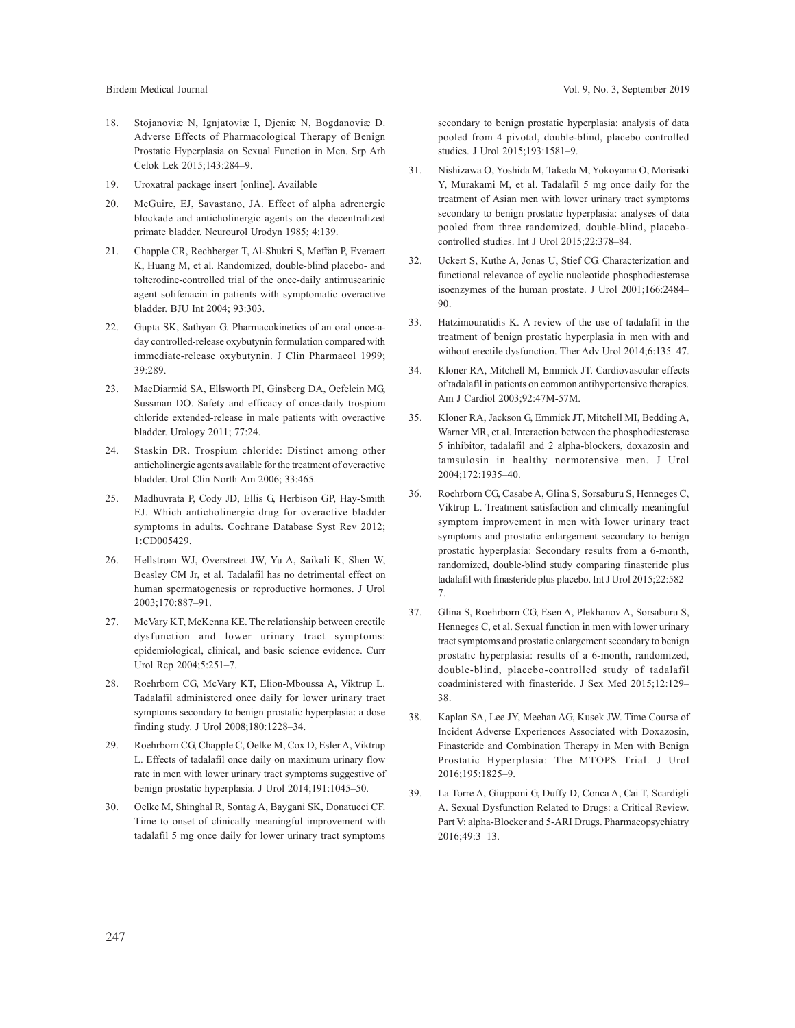18. Stojanoviæ N, Ignjatoviæ I, Djeniæ N, Bogdanoviæ D. Adverse Effects of Pharmacological Therapy of Benign Prostatic Hyperplasia on Sexual Function in Men. Srp Arh Celok Lek 2015;143:284–9.

19. Uroxatral package insert [online]. Available

20. McGuire, EJ, Savastano, JA. Effect of alpha adrenergic blockade and anticholinergic agents on the decentralized primate bladder. Neurourol Urodyn 1985; 4:139.

21. Chapple CR, Rechberger T, Al-Shukri S, Meffan P, Everaert K, Huang M, et al. Randomized, double-blind placebo- and tolterodine-controlled trial of the once-daily antimuscarinic agent solifenacin in patients with symptomatic overactive bladder. BJU Int 2004; 93:303.

22. Gupta SK, Sathyan G. Pharmacokinetics of an oral once-a-day controlled-release oxybutynin formulation compared with immediate-release oxybutynin. J Clin Pharmacol 1999; 39:289.

23. MacDiarmid SA, Ellsworth PI, Ginsberg DA, Oefelein MG, Sussman DO. Safety and efficacy of once-daily trospium chloride extended-release in male patients with overactive bladder. Urology 2011; 77:24.

24. Staskin DR. Trospium chloride: Distinct among other anticholinergic agents available for the treatment of overactive bladder. Urol Clin North Am 2006; 33:465.

25. Madhuvrata P, Cody JD, Ellis G, Herbison GP, Hay-Smith EJ. Which anticholinergic drug for overactive bladder symptoms in adults. Cochrane Database Syst Rev 2012; 1:CD005429.

26. Hellstrom WJ, Overstreet JW, Yu A, Saikali K, Shen W, Beasley CM Jr, et al. Tadalafil has no detrimental effect on human spermatogenesis or reproductive hormones. J Urol 2003;170:887–91.

27. McVary KT, McKenna KE. The relationship between erectile dysfunction and lower urinary tract symptoms: epidemiological, clinical, and basic science evidence. Curr Urol Rep 2004;5:251–7.

28. Roehrborn CG, McVary KT, Elion-Mboussa A, Viktrup L. Tadalafil administered once daily for lower urinary tract symptoms secondary to benign prostatic hyperplasia: a dose finding study. J Urol 2008;180:1228–34.

29. Roehrborn CG, Chapple C, Oelke M, Cox D, Esler A, Viktrup L. Effects of tadalafil once daily on maximum urinary flow rate in men with lower urinary tract symptoms suggestive of benign prostatic hyperplasia. J Urol 2014;191:1045–50.

30. Oelke M, Shinghal R, Sontag A, Baygani SK, Donatucci CF. Time to onset of clinically meaningful improvement with tadalafil 5 mg once daily for lower urinary tract symptoms secondary to benign prostatic hyperplasia: analysis of data pooled from 4 pivotal, double-blind, placebo controlled studies. J Urol 2015;193:1581–9.

31. Nishizawa O, Yoshida M, Takeda M, Yokoyama O, Morisaki Y, Murakami M, et al. Tadalafil 5 mg once daily for the treatment of Asian men with lower urinary tract symptoms secondary to benign prostatic hyperplasia: analyses of data pooled from three randomized, double-blind, placebo-controlled studies. Int J Urol 2015;22:378–84.

32. Uckert S, Kuthe A, Jonas U, Stief CG. Characterization and functional relevance of cyclic nucleotide phosphodiesterase isoenzymes of the human prostate. J Urol 2001;166:2484–90.

33. Hatzimouratidis K. A review of the use of tadalafil in the treatment of benign prostatic hyperplasia in men with and without erectile dysfunction. Ther Adv Urol 2014;6:135–47.

34. Kloner RA, Mitchell M, Emmick JT. Cardiovascular effects of tadalafil in patients on common antihypertensive therapies. Am J Cardiol 2003;92:47M-57M.

35. Kloner RA, Jackson G, Emmick JT, Mitchell MI, Bedding A, Warner MR, et al. Interaction between the phosphodiesterase 5 inhibitor, tadalafil and 2 alpha-blockers, doxazosin and tamsulosin in healthy normotensive men. J Urol 2004;172:1935–40.

36. Roehrborn CG, Casabe A, Glina S, Sorsaburu S, Henneges C, Viktrup L. Treatment satisfaction and clinically meaningful symptom improvement in men with lower urinary tract symptoms and prostatic enlargement secondary to benign prostatic hyperplasia: Secondary results from a 6-month, randomized, double-blind study comparing finasteride plus tadalafil with finasteride plus placebo. Int J Urol 2015;22:582–7.

37. Glina S, Roehrborn CG, Esen A, Plekhanov A, Sorsaburu S, Henneges C, et al. Sexual function in men with lower urinary tract symptoms and prostatic enlargement secondary to benign prostatic hyperplasia: results of a 6-month, randomized, double-blind, placebo-controlled study of tadalafil coadministered with finasteride. J Sex Med 2015;12:129–38.

38. Kaplan SA, Lee JY, Meehan AG, Kusek JW. Time Course of Incident Adverse Experiences Associated with Doxazosin, Finasteride and Combination Therapy in Men with Benign Prostatic Hyperplasia: The MTOPS Trial. J Urol 2016;195:1825–9.

39. La Torre A, Giupponi G, Duffy D, Conca A, Cai T, Scardigli A. Sexual Dysfunction Related to Drugs: a Critical Review. Part V: alpha-Blocker and 5-ARI Drugs. Pharmacopsychiatry 2016;49:3–13.